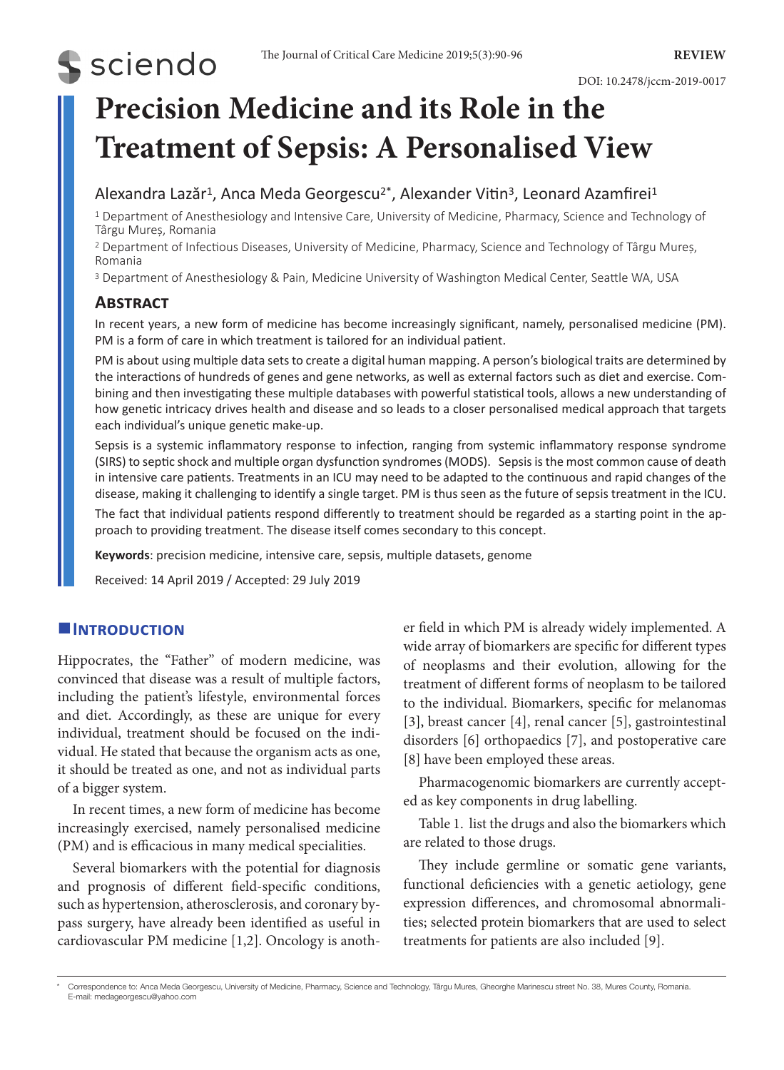# Precision Medicine and its Role in the Treatment of Sepsis: A Personalised View

Alexandra Lazăr[1], Anca Meda Georgescu[2*], Alexander Vitin[3], Leonard Azamfirei[1]

[1] Department of Anesthesiology and Intensive Care, University of Medicine, Pharmacy, Science and Technology of Târgu Mureș, Romania

[2] Department of Infectious Diseases, University of Medicine, Pharmacy, Science and Technology of Târgu Mureș, Romania

[3] Department of Anesthesiology & Pain, Medicine University of Washington Medical Center, Seattle WA, USA

DOI: 10.2478/jccm-2019-0017

## Abstract

In recent years, a new form of medicine has become increasingly significant, namely, personalised medicine (PM). PM is a form of care in which treatment is tailored for an individual patient.

PM is about using multiple data sets to create a digital human mapping. A person's biological traits are determined by the interactions of hundreds of genes and gene networks, as well as external factors such as diet and exercise. Combining and then investigating these multiple databases with powerful statistical tools, allows a new understanding of how genetic intricacy drives health and disease and so leads to a closer personalised medical approach that targets each individual's unique genetic make-up.

Sepsis is a systemic inflammatory response to infection, ranging from systemic inflammatory response syndrome (SIRS) to septic shock and multiple organ dysfunction syndromes (MODS). Sepsis is the most common cause of death in intensive care patients. Treatments in an ICU may need to be adapted to the continuous and rapid changes of the disease, making it challenging to identify a single target. PM is thus seen as the future of sepsis treatment in the ICU.

The fact that individual patients respond differently to treatment should be regarded as a starting point in the approach to providing treatment. The disease itself comes secondary to this concept.

**Keywords**: precision medicine, intensive care, sepsis, multiple datasets, genome

Received: 14 April 2019 / Accepted: 29 July 2019

## Introduction

Hippocrates, the "Father" of modern medicine, was convinced that disease was a result of multiple factors, including the patient's lifestyle, environmental forces and diet. Accordingly, as these are unique for every individual, treatment should be focused on the individual. He stated that because the organism acts as one, it should be treated as one, and not as individual parts of a bigger system.

In recent times, a new form of medicine has become increasingly exercised, namely personalised medicine (PM) and is efficacious in many medical specialities.

Several biomarkers with the potential for diagnosis and prognosis of different field-specific conditions, such as hypertension, atherosclerosis, and coronary bypass surgery, have already been identified as useful in cardiovascular PM medicine [1,2]. Oncology is another field in which PM is already widely implemented. A wide array of biomarkers are specific for different types of neoplasms and their evolution, allowing for the treatment of different forms of neoplasm to be tailored to the individual. Biomarkers, specific for melanomas [3], breast cancer [4], renal cancer [5], gastrointestinal disorders [6] orthopaedics [7], and postoperative care [8] have been employed these areas.

Pharmacogenomic biomarkers are currently accepted as key components in drug labelling.

Table 1. list the drugs and also the biomarkers which are related to those drugs.

They include germline or somatic gene variants, functional deficiencies with a genetic aetiology, gene expression differences, and chromosomal abnormalities; selected protein biomarkers that are used to select treatments for patients are also included [9].

* Correspondence to: Anca Meda Georgescu, University of Medicine, Pharmacy, Science and Technology, Târgu Mures, Gheorghe Marinescu street No. 38, Mures County, Romania. E-mail: medageorgescu@yahoo.com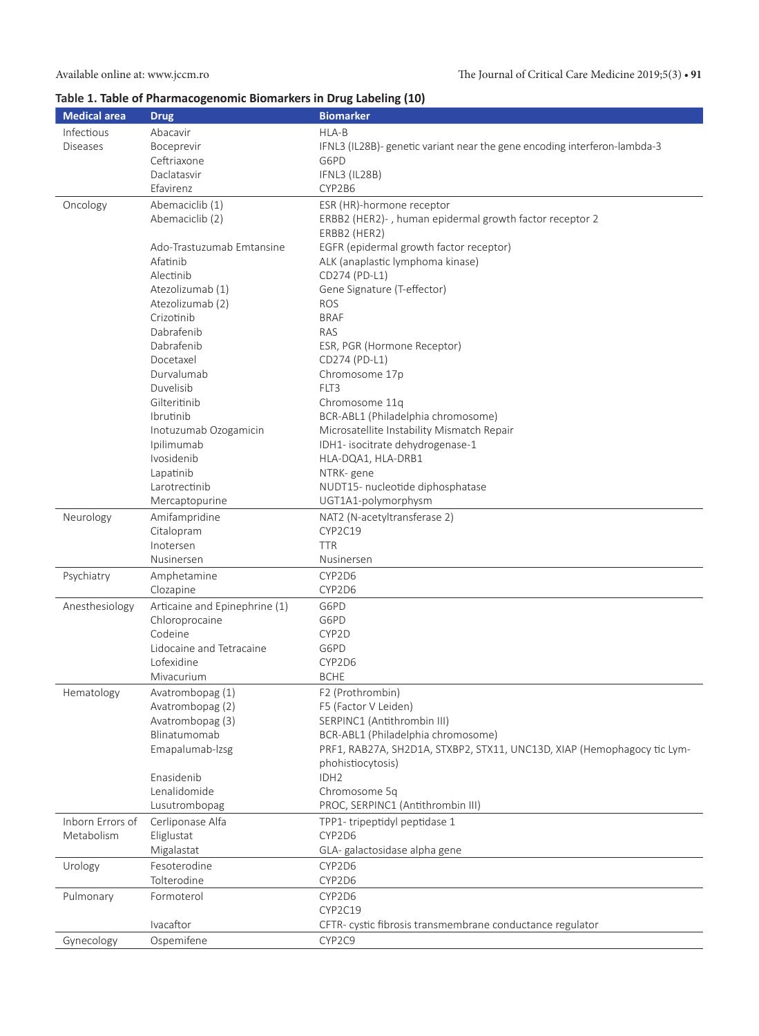**Table 1. Table of Pharmacogenomic Biomarkers in Drug Labeling (10)**

| Medical area | Drug | Biomarker |
|---|---|---|
| Infectious Diseases | Abacavir | HLA-B |
| | Boceprevir | IFNL3 (IL28B)- genetic variant near the gene encoding interferon-lambda-3 |
| | Ceftriaxone | G6PD |
| | Daclatasvir | IFNL3 (IL28B) |
| | Efavirenz | CYP2B6 |
| Oncology | Abemaciclib (1) | ESR (HR)-hormone receptor |
| | Abemaciclib (2) | ERBB2 (HER2)- , human epidermal growth factor receptor 2<br>ERBB2 (HER2) |
| | Ado-Trastuzumab Emtansine | EGFR (epidermal growth factor receptor) |
| | Afatinib | ALK (anaplastic lymphoma kinase) |
| | Alectinib | CD274 (PD-L1) |
| | Atezolizumab (1) | Gene Signature (T-effector) |
| | Atezolizumab (2) | ROS |
| | Crizotinib | BRAF |
| | Dabrafenib | RAS |
| | Dabrafenib | ESR, PGR (Hormone Receptor) |
| | Docetaxel | CD274 (PD-L1) |
| | Durvalumab | Chromosome 17p |
| | Duvelisib | FLT3 |
| | Gilteritinib | Chromosome 11q |
| | Ibrutinib | BCR-ABL1 (Philadelphia chromosome) |
| | Inotuzumab Ozogamicin | Microsatellite Instability Mismatch Repair |
| | Ipilimumab | IDH1- isocitrate dehydrogenase-1 |
| | Ivosidenib | HLA-DQA1, HLA-DRB1 |
| | Lapatinib | NTRK- gene |
| | Larotrectinib | NUDT15- nucleotide diphosphatase |
| | Mercaptopurine | UGT1A1-polymorphysm |
| Neurology | Amifampridine | NAT2 (N-acetyltransferase 2) |
| | Citalopram | CYP2C19 |
| | Inotersen | TTR |
| | Nusinersen | Nusinersen |
| Psychiatry | Amphetamine | CYP2D6 |
| | Clozapine | CYP2D6 |
| Anesthesiology | Articaine and Epinephrine (1) | G6PD |
| | Chloroprocaine | G6PD |
| | Codeine | CYP2D |
| | Lidocaine and Tetracaine | G6PD |
| | Lofexidine | CYP2D6 |
| | Mivacurium | BCHE |
| Hematology | Avatrombopag (1) | F2 (Prothrombin) |
| | Avatrombopag (2) | F5 (Factor V Leiden) |
| | Avatrombopag (3) | SERPINC1 (Antithrombin III) |
| | Blinatumomab | BCR-ABL1 (Philadelphia chromosome) |
| | Emapalumab-lzsg | PRF1, RAB27A, SH2D1A, STXBP2, STX11, UNC13D, XIAP (Hemophagocy tic Lymphohistiocytosis) |
| | Enasidenib | IDH2 |
| | Lenalidomide | Chromosome 5q |
| | Lusutrombopag | PROC, SERPINC1 (Antithrombin III) |
| Inborn Errors of Metabolism | Cerliponase Alfa | TPP1- tripeptidyl peptidase 1 |
| | Eliglustat | CYP2D6 |
| | Migalastat | GLA- galactosidase alpha gene |
| Urology | Fesoterodine | CYP2D6 |
| | Tolterodine | CYP2D6 |
| Pulmonary | Formoterol | CYP2D6<br>CYP2C19 |
| | Ivacaftor | CFTR- cystic fibrosis transmembrane conductance regulator |
| Gynecology | Ospemifene | CYP2C9 |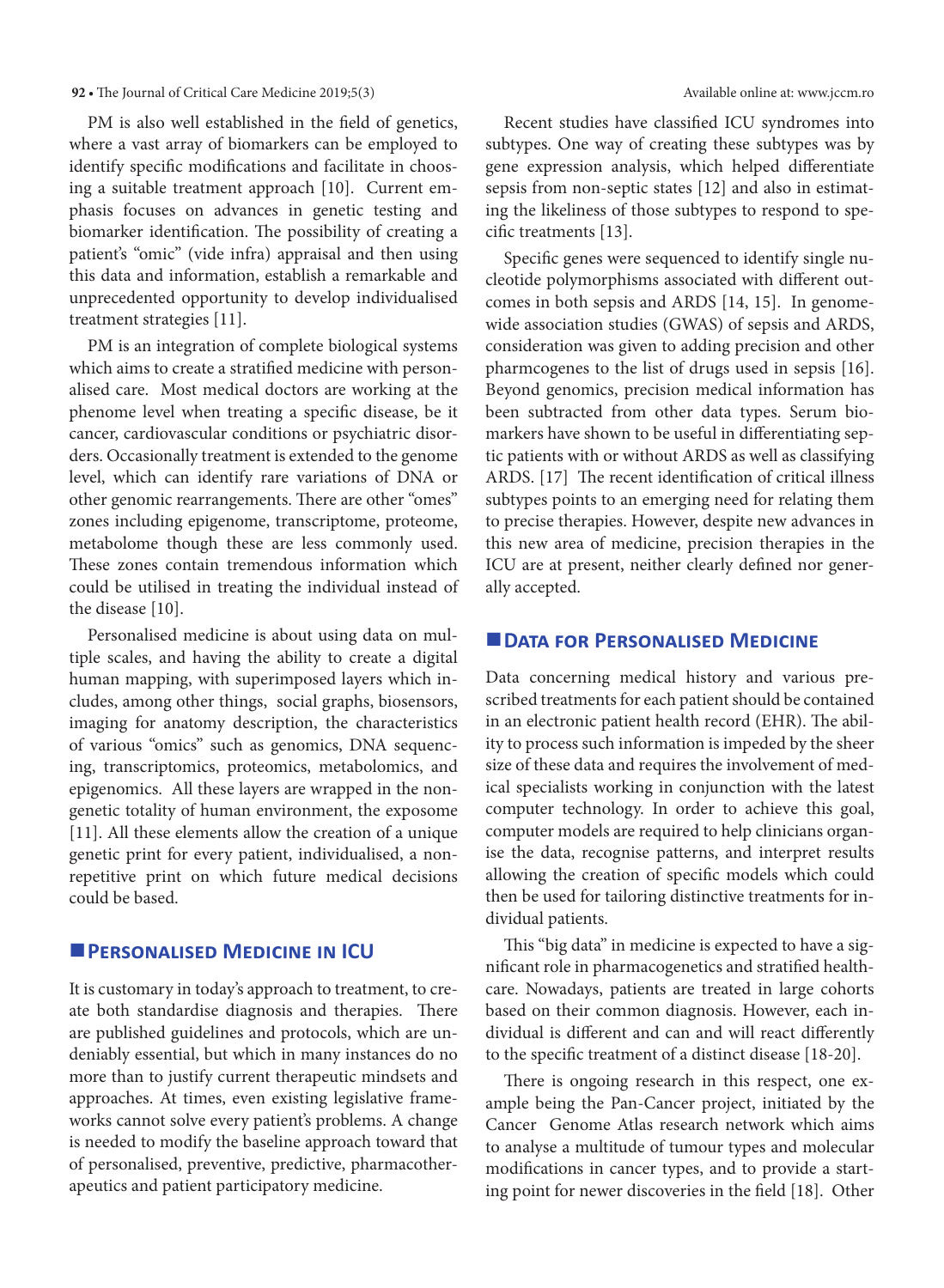PM is also well established in the field of genetics, where a vast array of biomarkers can be employed to identify specific modifications and facilitate in choosing a suitable treatment approach [10]. Current emphasis focuses on advances in genetic testing and biomarker identification. The possibility of creating a patient's "omic" (vide infra) appraisal and then using this data and information, establish a remarkable and unprecedented opportunity to develop individualised treatment strategies [11].

PM is an integration of complete biological systems which aims to create a stratified medicine with personalised care. Most medical doctors are working at the phenome level when treating a specific disease, be it cancer, cardiovascular conditions or psychiatric disorders. Occasionally treatment is extended to the genome level, which can identify rare variations of DNA or other genomic rearrangements. There are other "omes" zones including epigenome, transcriptome, proteome, metabolome though these are less commonly used. These zones contain tremendous information which could be utilised in treating the individual instead of the disease [10].

Personalised medicine is about using data on multiple scales, and having the ability to create a digital human mapping, with superimposed layers which includes, among other things, social graphs, biosensors, imaging for anatomy description, the characteristics of various "omics" such as genomics, DNA sequencing, transcriptomics, proteomics, metabolomics, and epigenomics. All these layers are wrapped in the non-genetic totality of human environment, the exposome [11]. All these elements allow the creation of a unique genetic print for every patient, individualised, a non-repetitive print on which future medical decisions could be based.

## Personalised Medicine in ICU

It is customary in today's approach to treatment, to create both standardise diagnosis and therapies. There are published guidelines and protocols, which are undeniably essential, but which in many instances do no more than to justify current therapeutic mindsets and approaches. At times, even existing legislative frameworks cannot solve every patient's problems. A change is needed to modify the baseline approach toward that of personalised, preventive, predictive, pharmacotherapeutics and patient participatory medicine.

Recent studies have classified ICU syndromes into subtypes. One way of creating these subtypes was by gene expression analysis, which helped differentiate sepsis from non-septic states [12] and also in estimating the likeliness of those subtypes to respond to specific treatments [13].

Specific genes were sequenced to identify single nucleotide polymorphisms associated with different outcomes in both sepsis and ARDS [14, 15]. In genome-wide association studies (GWAS) of sepsis and ARDS, consideration was given to adding precision and other pharmcogenes to the list of drugs used in sepsis [16]. Beyond genomics, precision medical information has been subtracted from other data types. Serum biomarkers have shown to be useful in differentiating septic patients with or without ARDS as well as classifying ARDS. [17] The recent identification of critical illness subtypes points to an emerging need for relating them to precise therapies. However, despite new advances in this new area of medicine, precision therapies in the ICU are at present, neither clearly defined nor generally accepted.

## Data for Personalised Medicine

Data concerning medical history and various prescribed treatments for each patient should be contained in an electronic patient health record (EHR). The ability to process such information is impeded by the sheer size of these data and requires the involvement of medical specialists working in conjunction with the latest computer technology. In order to achieve this goal, computer models are required to help clinicians organise the data, recognise patterns, and interpret results allowing the creation of specific models which could then be used for tailoring distinctive treatments for individual patients.

This "big data" in medicine is expected to have a significant role in pharmacogenetics and stratified healthcare. Nowadays, patients are treated in large cohorts based on their common diagnosis. However, each individual is different and can and will react differently to the specific treatment of a distinct disease [18-20].

There is ongoing research in this respect, one example being the Pan-Cancer project, initiated by the Cancer Genome Atlas research network which aims to analyse a multitude of tumour types and molecular modifications in cancer types, and to provide a starting point for newer discoveries in the field [18]. Other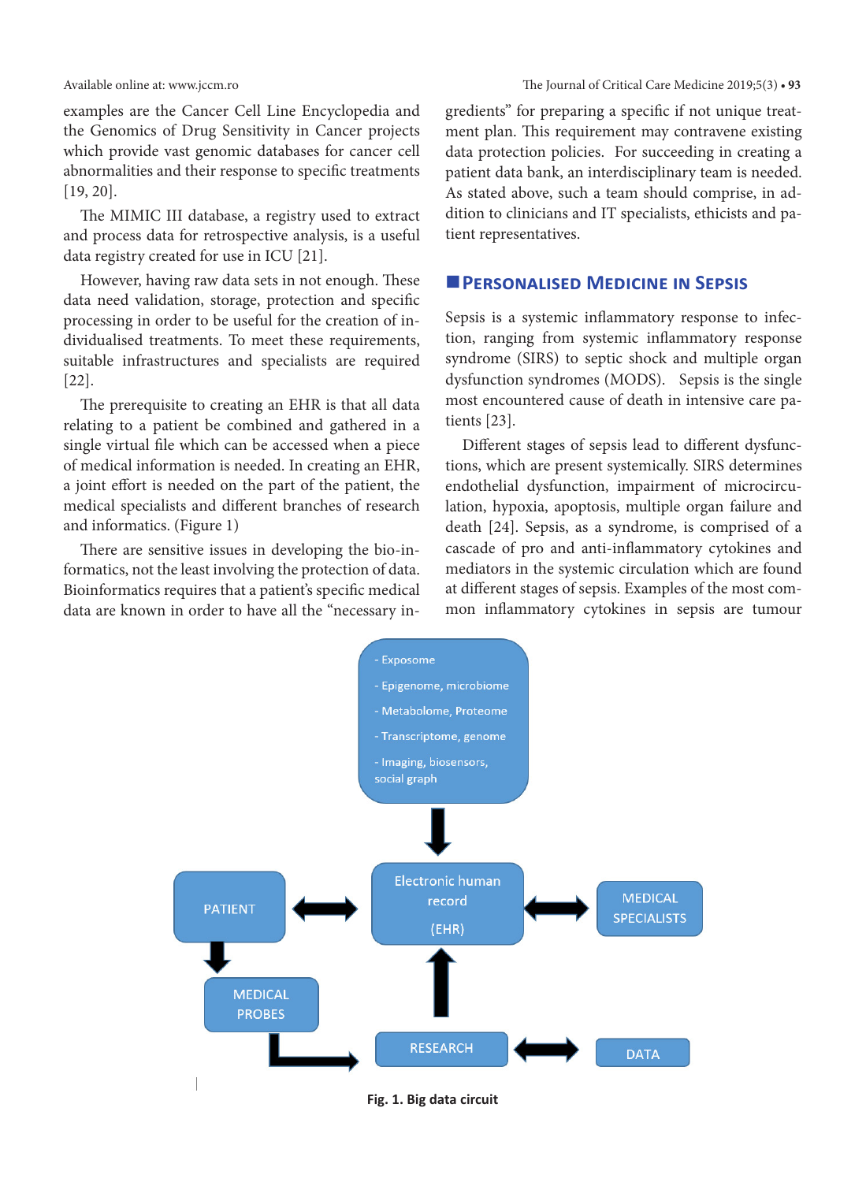examples are the Cancer Cell Line Encyclopedia and the Genomics of Drug Sensitivity in Cancer projects which provide vast genomic databases for cancer cell abnormalities and their response to specific treatments [19, 20].

The MIMIC III database, a registry used to extract and process data for retrospective analysis, is a useful data registry created for use in ICU [21].

However, having raw data sets in not enough. These data need validation, storage, protection and specific processing in order to be useful for the creation of individualised treatments. To meet these requirements, suitable infrastructures and specialists are required [22].

The prerequisite to creating an EHR is that all data relating to a patient be combined and gathered in a single virtual file which can be accessed when a piece of medical information is needed. In creating an EHR, a joint effort is needed on the part of the patient, the medical specialists and different branches of research and informatics. (Figure 1)

There are sensitive issues in developing the bio-informatics, not the least involving the protection of data. Bioinformatics requires that a patient's specific medical data are known in order to have all the "necessary ingredients" for preparing a specific if not unique treatment plan. This requirement may contravene existing data protection policies. For succeeding in creating a patient data bank, an interdisciplinary team is needed. As stated above, such a team should comprise, in addition to clinicians and IT specialists, ethicists and patient representatives.

## Personalised Medicine in Sepsis

Sepsis is a systemic inflammatory response to infection, ranging from systemic inflammatory response syndrome (SIRS) to septic shock and multiple organ dysfunction syndromes (MODS). Sepsis is the single most encountered cause of death in intensive care patients [23].

Different stages of sepsis lead to different dysfunctions, which are present systemically. SIRS determines endothelial dysfunction, impairment of microcirculation, hypoxia, apoptosis, multiple organ failure and death [24]. Sepsis, as a syndrome, is comprised of a cascade of pro and anti-inflammatory cytokines and mediators in the systemic circulation which are found at different stages of sepsis. Examples of the most common inflammatory cytokines in sepsis are tumour

- Exposome
- Epigenome, microbiome
- Metabolome, Proteome
- Transcriptome, genome
- Imaging, biosensors, social graph

PATIENT | Electronic human record (EHR) | MEDICAL SPECIALISTS | MEDICAL PROBES | RESEARCH | DATA

**Fig. 1. Big data circuit**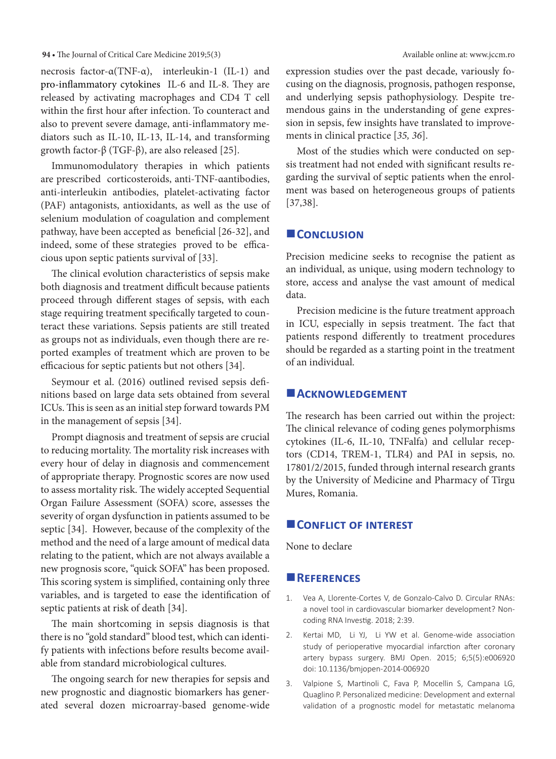necrosis factor-α(TNF-α), interleukin-1 (IL-1) and pro-inflammatory cytokines IL-6 and IL-8. They are released by activating macrophages and CD4 T cell within the first hour after infection. To counteract and also to prevent severe damage, anti-inflammatory mediators such as IL-10, IL-13, IL-14, and transforming growth factor-β (TGF-β), are also released [25].

Immunomodulatory therapies in which patients are prescribed corticosteroids, anti-TNF-αantibodies, anti-interleukin antibodies, platelet-activating factor (PAF) antagonists, antioxidants, as well as the use of selenium modulation of coagulation and complement pathway, have been accepted as beneficial [26-32], and indeed, some of these strategies proved to be efficacious upon septic patients survival of [33].

The clinical evolution characteristics of sepsis make both diagnosis and treatment difficult because patients proceed through different stages of sepsis, with each stage requiring treatment specifically targeted to counteract these variations. Sepsis patients are still treated as groups not as individuals, even though there are reported examples of treatment which are proven to be efficacious for septic patients but not others [34].

Seymour et al. (2016) outlined revised sepsis definitions based on large data sets obtained from several ICUs. This is seen as an initial step forward towards PM in the management of sepsis [34].

Prompt diagnosis and treatment of sepsis are crucial to reducing mortality. The mortality risk increases with every hour of delay in diagnosis and commencement of appropriate therapy. Prognostic scores are now used to assess mortality risk. The widely accepted Sequential Organ Failure Assessment (SOFA) score, assesses the severity of organ dysfunction in patients assumed to be septic [34]. However, because of the complexity of the method and the need of a large amount of medical data relating to the patient, which are not always available a new prognosis score, "quick SOFA" has been proposed. This scoring system is simplified, containing only three variables, and is targeted to ease the identification of septic patients at risk of death [34].

The main shortcoming in sepsis diagnosis is that there is no "gold standard" blood test, which can identify patients with infections before results become available from standard microbiological cultures.

The ongoing search for new therapies for sepsis and new prognostic and diagnostic biomarkers has generated several dozen microarray-based genome-wide expression studies over the past decade, variously focusing on the diagnosis, prognosis, pathogen response, and underlying sepsis pathophysiology. Despite tremendous gains in the understanding of gene expression in sepsis, few insights have translated to improvements in clinical practice [*35, 36*].

Most of the studies which were conducted on sepsis treatment had not ended with significant results regarding the survival of septic patients when the enrolment was based on heterogeneous groups of patients [37,38].

## Conclusion

Precision medicine seeks to recognise the patient as an individual, as unique, using modern technology to store, access and analyse the vast amount of medical data.

Precision medicine is the future treatment approach in ICU, especially in sepsis treatment. The fact that patients respond differently to treatment procedures should be regarded as a starting point in the treatment of an individual.

## Acknowledgement

The research has been carried out within the project: The clinical relevance of coding genes polymorphisms cytokines (IL-6, IL-10, TNFalfa) and cellular receptors (CD14, TREM-1, TLR4) and PAI in sepsis, no. 17801/2/2015, funded through internal research grants by the University of Medicine and Pharmacy of Tîrgu Mures, Romania.

## Conflict of interest

None to declare

## References

1. Vea A, Llorente-Cortes V, de Gonzalo-Calvo D. Circular RNAs: a novel tool in cardiovascular biomarker development? Noncoding RNA Investig. 2018; 2:39.
2. Kertai MD, Li YJ, Li YW et al. Genome-wide association study of perioperative myocardial infarction after coronary artery bypass surgery. BMJ Open. 2015; 6;5(5):e006920 doi: 10.1136/bmjopen-2014-006920
3. Valpione S, Martinoli C, Fava P, Mocellin S, Campana LG, Quaglino P. Personalized medicine: Development and external validation of a prognostic model for metastatic melanoma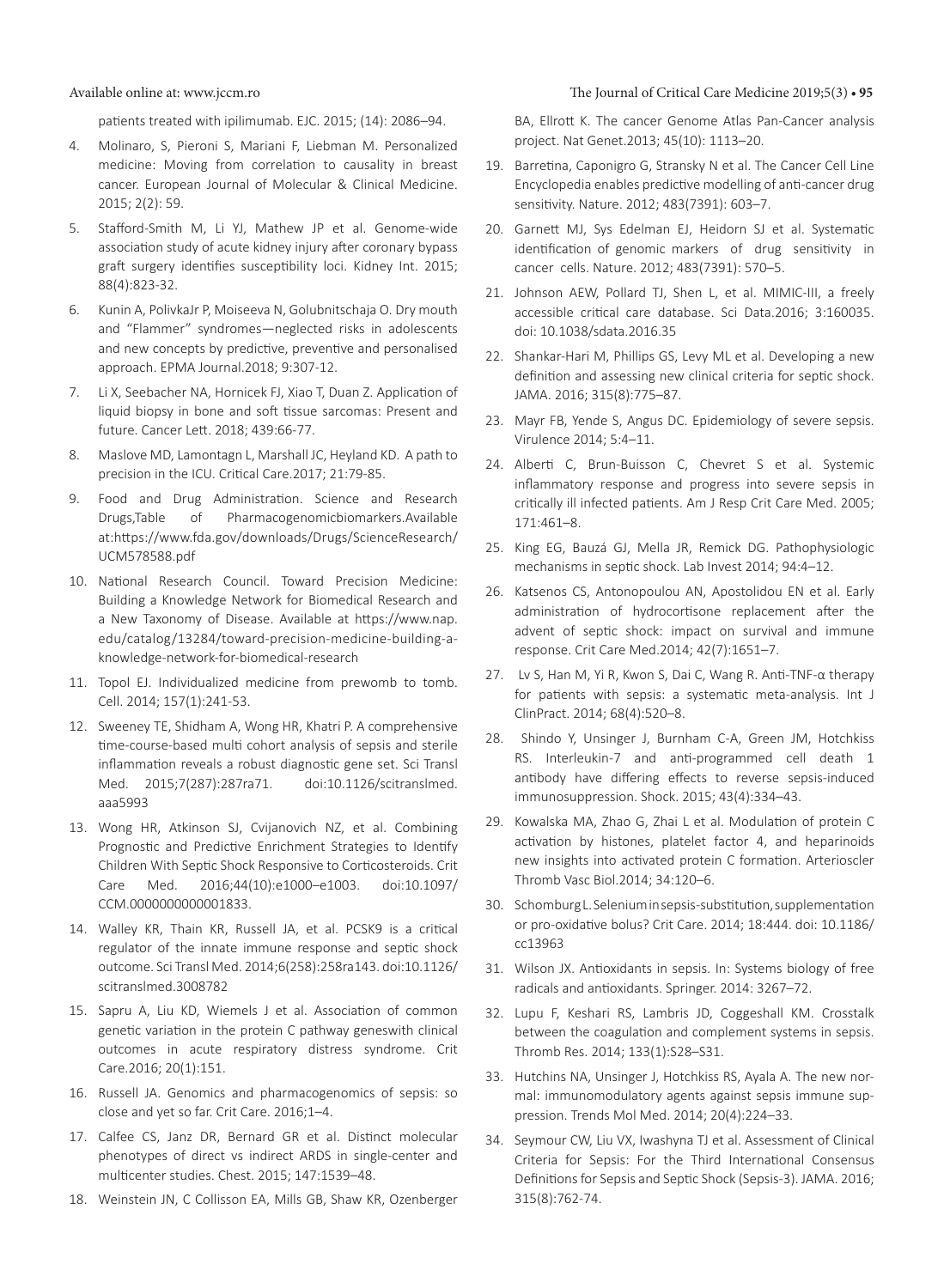patients treated with ipilimumab. EJC. 2015; (14): 2086–94.

4. Molinaro, S, Pieroni S, Mariani F, Liebman M. Personalized medicine: Moving from correlation to causality in breast cancer. European Journal of Molecular & Clinical Medicine. 2015; 2(2): 59.
5. Stafford-Smith M, Li YJ, Mathew JP et al. Genome-wide association study of acute kidney injury after coronary bypass graft surgery identifies susceptibility loci. Kidney Int. 2015; 88(4):823-32.
6. Kunin A, PolivkaJr P, Moiseeva N, Golubnitschaja O. Dry mouth and "Flammer" syndromes—neglected risks in adolescents and new concepts by predictive, preventive and personalised approach. EPMA Journal.2018; 9:307-12.
7. Li X, Seebacher NA, Hornicek FJ, Xiao T, Duan Z. Application of liquid biopsy in bone and soft tissue sarcomas: Present and future. Cancer Lett. 2018; 439:66-77.
8. Maslove MD, Lamontagn L, Marshall JC, Heyland KD. A path to precision in the ICU. Critical Care.2017; 21:79-85.
9. Food and Drug Administration. Science and Research Drugs,Table of Pharmacogenomicbiomarkers.Available at:https://www.fda.gov/downloads/Drugs/ScienceResearch/UCM578588.pdf
10. National Research Council. Toward Precision Medicine: Building a Knowledge Network for Biomedical Research and a New Taxonomy of Disease. Available at https://www.nap.edu/catalog/13284/toward-precision-medicine-building-a-knowledge-network-for-biomedical-research
11. Topol EJ. Individualized medicine from prewomb to tomb. Cell. 2014; 157(1):241-53.
12. Sweeney TE, Shidham A, Wong HR, Khatri P. A comprehensive time-course-based multi cohort analysis of sepsis and sterile inflammation reveals a robust diagnostic gene set. Sci Transl Med. 2015;7(287):287ra71. doi:10.1126/scitranslmed.aaa5993
13. Wong HR, Atkinson SJ, Cvijanovich NZ, et al. Combining Prognostic and Predictive Enrichment Strategies to Identify Children With Septic Shock Responsive to Corticosteroids. Crit Care Med. 2016;44(10):e1000–e1003. doi:10.1097/CCM.0000000000001833.
14. Walley KR, Thain KR, Russell JA, et al. PCSK9 is a critical regulator of the innate immune response and septic shock outcome. Sci Transl Med. 2014;6(258):258ra143. doi:10.1126/scitranslmed.3008782
15. Sapru A, Liu KD, Wiemels J et al. Association of common genetic variation in the protein C pathway geneswith clinical outcomes in acute respiratory distress syndrome. Crit Care.2016; 20(1):151.
16. Russell JA. Genomics and pharmacogenomics of sepsis: so close and yet so far. Crit Care. 2016;1–4.
17. Calfee CS, Janz DR, Bernard GR et al. Distinct molecular phenotypes of direct vs indirect ARDS in single-center and multicenter studies. Chest. 2015; 147:1539–48.
18. Weinstein JN, C Collisson EA, Mills GB, Shaw KR, Ozenberger BA, Ellrott K. The cancer Genome Atlas Pan-Cancer analysis project. Nat Genet.2013; 45(10): 1113–20.
19. Barretina, Caponigro G, Stransky N et al. The Cancer Cell Line Encyclopedia enables predictive modelling of anti-cancer drug sensitivity. Nature. 2012; 483(7391): 603–7.
20. Garnett MJ, Sys Edelman EJ, Heidorn SJ et al. Systematic identification of genomic markers of drug sensitivity in cancer cells. Nature. 2012; 483(7391): 570–5.
21. Johnson AEW, Pollard TJ, Shen L, et al. MIMIC-III, a freely accessible critical care database. Sci Data.2016; 3:160035. doi: 10.1038/sdata.2016.35
22. Shankar-Hari M, Phillips GS, Levy ML et al. Developing a new definition and assessing new clinical criteria for septic shock. JAMA. 2016; 315(8):775–87.
23. Mayr FB, Yende S, Angus DC. Epidemiology of severe sepsis. Virulence 2014; 5:4–11.
24. Alberti C, Brun-Buisson C, Chevret S et al. Systemic inflammatory response and progress into severe sepsis in critically ill infected patients. Am J Resp Crit Care Med. 2005; 171:461–8.
25. King EG, Bauzá GJ, Mella JR, Remick DG. Pathophysiologic mechanisms in septic shock. Lab Invest 2014; 94:4–12.
26. Katsenos CS, Antonopoulou AN, Apostolidou EN et al. Early administration of hydrocortisone replacement after the advent of septic shock: impact on survival and immune response. Crit Care Med.2014; 42(7):1651–7.
27. Lv S, Han M, Yi R, Kwon S, Dai C, Wang R. Anti-TNF-α therapy for patients with sepsis: a systematic meta-analysis. Int J ClinPract. 2014; 68(4):520–8.
28. Shindo Y, Unsinger J, Burnham C-A, Green JM, Hotchkiss RS. Interleukin-7 and anti-programmed cell death 1 antibody have differing effects to reverse sepsis-induced immunosuppression. Shock. 2015; 43(4):334–43.
29. Kowalska MA, Zhao G, Zhai L et al. Modulation of protein C activation by histones, platelet factor 4, and heparinoids new insights into activated protein C formation. Arterioscler Thromb Vasc Biol.2014; 34:120–6.
30. Schomburg L. Selenium in sepsis-substitution, supplementation or pro-oxidative bolus? Crit Care. 2014; 18:444. doi: 10.1186/cc13963
31. Wilson JX. Antioxidants in sepsis. In: Systems biology of free radicals and antioxidants. Springer. 2014: 3267–72.
32. Lupu F, Keshari RS, Lambris JD, Coggeshall KM. Crosstalk between the coagulation and complement systems in sepsis. Thromb Res. 2014; 133(1):S28–S31.
33. Hutchins NA, Unsinger J, Hotchkiss RS, Ayala A. The new normal: immunomodulatory agents against sepsis immune suppression. Trends Mol Med. 2014; 20(4):224–33.
34. Seymour CW, Liu VX, Iwashyna TJ et al. Assessment of Clinical Criteria for Sepsis: For the Third International Consensus Definitions for Sepsis and Septic Shock (Sepsis-3). JAMA. 2016; 315(8):762-74.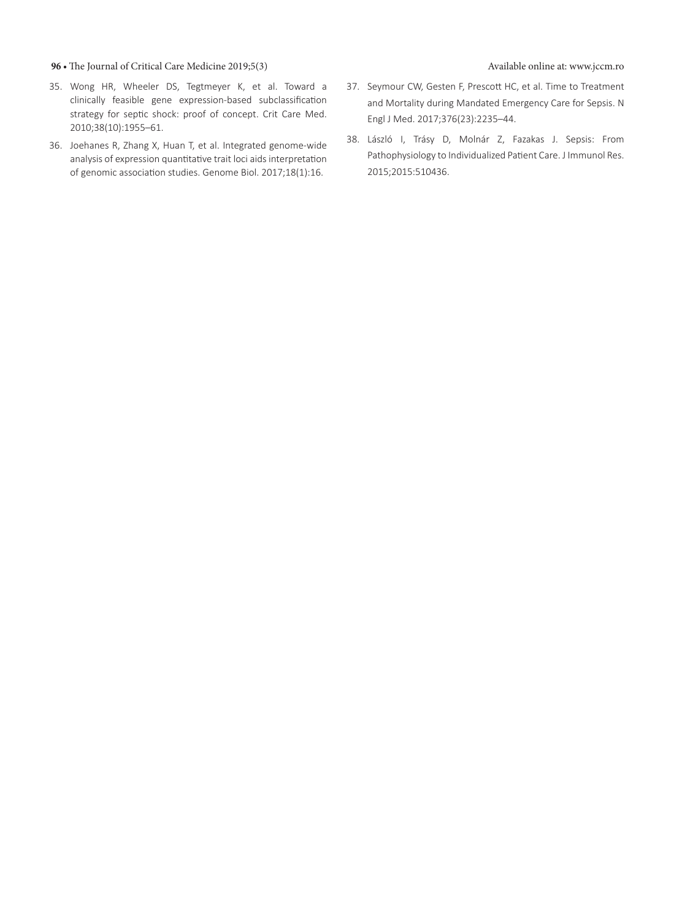35. Wong HR, Wheeler DS, Tegtmeyer K, et al. Toward a clinically feasible gene expression-based subclassification strategy for septic shock: proof of concept. Crit Care Med. 2010;38(10):1955–61.
36. Joehanes R, Zhang X, Huan T, et al. Integrated genome-wide analysis of expression quantitative trait loci aids interpretation of genomic association studies. Genome Biol. 2017;18(1):16.
37. Seymour CW, Gesten F, Prescott HC, et al. Time to Treatment and Mortality during Mandated Emergency Care for Sepsis. N Engl J Med. 2017;376(23):2235–44.
38. László I, Trásy D, Molnár Z, Fazakas J. Sepsis: From Pathophysiology to Individualized Patient Care. J Immunol Res. 2015;2015:510436.